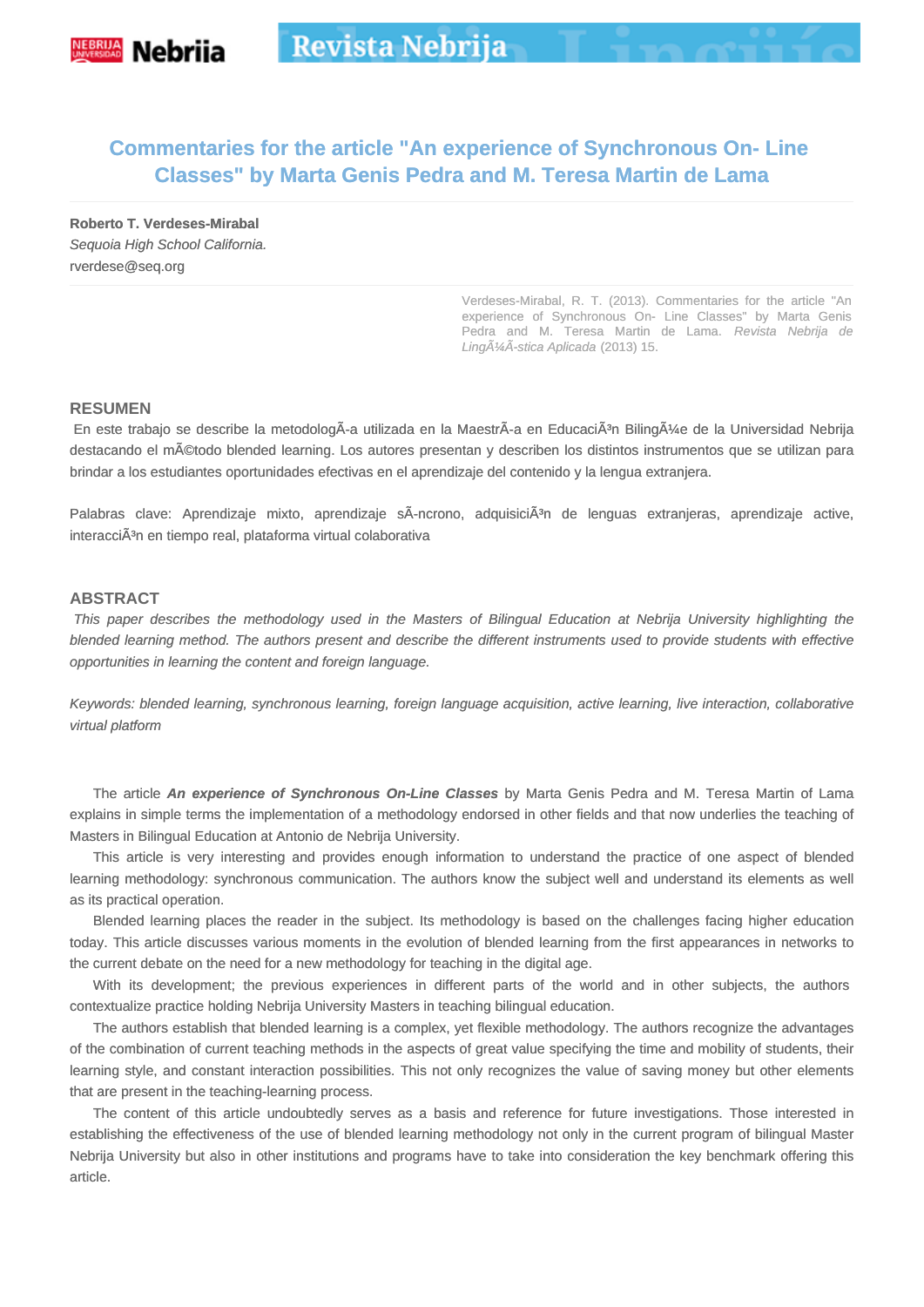# Commentaries for the article "An experience of Synchronous On- Line Classes" by Marta Genis Pedra and M. Teresa Martin de Lama

**Roberto T. Verdeses-Mirabal**
*Sequoia High School California.*
rverdese@seq.org

Verdeses-Mirabal, R. T. (2013). Commentaries for the article "An experience of Synchronous On- Line Classes" by Marta Genis Pedra and M. Teresa Martin de Lama. *Revista Nebrija de LingÃ¼Ã­stica Aplicada* (2013) 15.

## RESUMEN

En este trabajo se describe la metodologÃ­a utilizada en la MaestrÃ­a en EducaciÃ³n BilingÃ¼e de la Universidad Nebrija destacando el mÃ©todo blended learning. Los autores presentan y describen los distintos instrumentos que se utilizan para brindar a los estudiantes oportunidades efectivas en el aprendizaje del contenido y la lengua extranjera.

Palabras clave: Aprendizaje mixto, aprendizaje sÃ­ncrono, adquisiciÃ³n de lenguas extranjeras, aprendizaje active, interacciÃ³n en tiempo real, plataforma virtual colaborativa

## ABSTRACT

*This paper describes the methodology used in the Masters of Bilingual Education at Nebrija University highlighting the blended learning method. The authors present and describe the different instruments used to provide students with effective opportunities in learning the content and foreign language.*

*Keywords: blended learning, synchronous learning, foreign language acquisition, active learning, live interaction, collaborative virtual platform*

The article ***An experience of Synchronous On-Line Classes*** by Marta Genis Pedra and M. Teresa Martin of Lama explains in simple terms the implementation of a methodology endorsed in other fields and that now underlies the teaching of Masters in Bilingual Education at Antonio de Nebrija University.

This article is very interesting and provides enough information to understand the practice of one aspect of blended learning methodology: synchronous communication. The authors know the subject well and understand its elements as well as its practical operation.

Blended learning places the reader in the subject. Its methodology is based on the challenges facing higher education today. This article discusses various moments in the evolution of blended learning from the first appearances in networks to the current debate on the need for a new methodology for teaching in the digital age.

With its development; the previous experiences in different parts of the world and in other subjects, the authors contextualize practice holding Nebrija University Masters in teaching bilingual education.

The authors establish that blended learning is a complex, yet flexible methodology. The authors recognize the advantages of the combination of current teaching methods in the aspects of great value specifying the time and mobility of students, their learning style, and constant interaction possibilities. This not only recognizes the value of saving money but other elements that are present in the teaching-learning process.

The content of this article undoubtedly serves as a basis and reference for future investigations. Those interested in establishing the effectiveness of the use of blended learning methodology not only in the current program of bilingual Master Nebrija University but also in other institutions and programs have to take into consideration the key benchmark offering this article.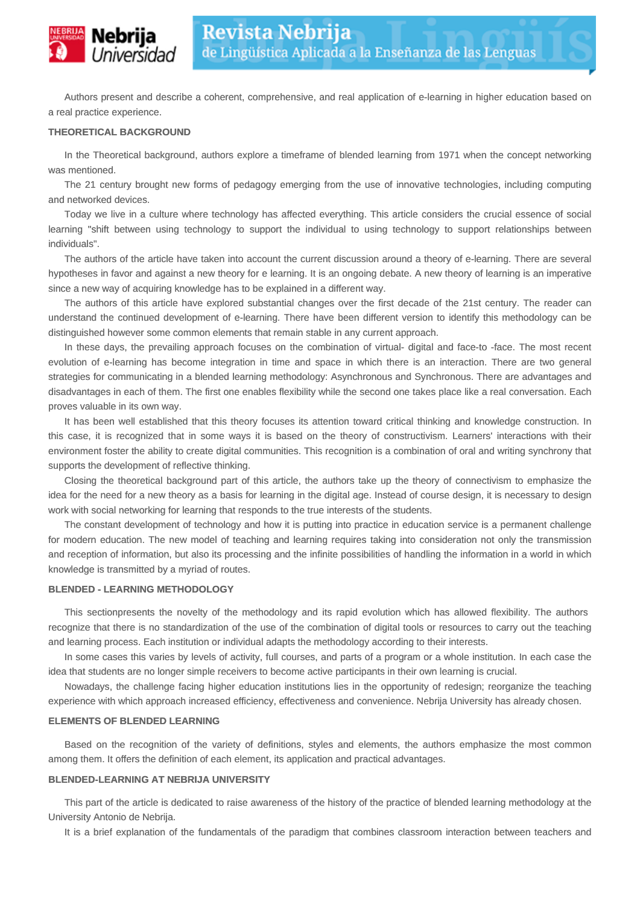Authors present and describe a coherent, comprehensive, and real application of e-learning in higher education based on a real practice experience.

## THEORETICAL BACKGROUND

In the Theoretical background, authors explore a timeframe of blended learning from 1971 when the concept networking was mentioned.

The 21 century brought new forms of pedagogy emerging from the use of innovative technologies, including computing and networked devices.

Today we live in a culture where technology has affected everything. This article considers the crucial essence of social learning "shift between using technology to support the individual to using technology to support relationships between individuals".

The authors of the article have taken into account the current discussion around a theory of e-learning. There are several hypotheses in favor and against a new theory for e learning. It is an ongoing debate. A new theory of learning is an imperative since a new way of acquiring knowledge has to be explained in a different way.

The authors of this article have explored substantial changes over the first decade of the 21st century. The reader can understand the continued development of e-learning. There have been different version to identify this methodology can be distinguished however some common elements that remain stable in any current approach.

In these days, the prevailing approach focuses on the combination of virtual- digital and face-to -face. The most recent evolution of e-learning has become integration in time and space in which there is an interaction. There are two general strategies for communicating in a blended learning methodology: Asynchronous and Synchronous. There are advantages and disadvantages in each of them. The first one enables flexibility while the second one takes place like a real conversation. Each proves valuable in its own way.

It has been well established that this theory focuses its attention toward critical thinking and knowledge construction. In this case, it is recognized that in some ways it is based on the theory of constructivism. Learners' interactions with their environment foster the ability to create digital communities. This recognition is a combination of oral and writing synchrony that supports the development of reflective thinking.

Closing the theoretical background part of this article, the authors take up the theory of connectivism to emphasize the idea for the need for a new theory as a basis for learning in the digital age. Instead of course design, it is necessary to design work with social networking for learning that responds to the true interests of the students.

The constant development of technology and how it is putting into practice in education service is a permanent challenge for modern education. The new model of teaching and learning requires taking into consideration not only the transmission and reception of information, but also its processing and the infinite possibilities of handling the information in a world in which knowledge is transmitted by a myriad of routes.

## BLENDED - LEARNING METHODOLOGY

This sectionpresents the novelty of the methodology and its rapid evolution which has allowed flexibility. The authors recognize that there is no standardization of the use of the combination of digital tools or resources to carry out the teaching and learning process. Each institution or individual adapts the methodology according to their interests.

In some cases this varies by levels of activity, full courses, and parts of a program or a whole institution. In each case the idea that students are no longer simple receivers to become active participants in their own learning is crucial.

Nowadays, the challenge facing higher education institutions lies in the opportunity of redesign; reorganize the teaching experience with which approach increased efficiency, effectiveness and convenience. Nebrija University has already chosen.

## ELEMENTS OF BLENDED LEARNING

Based on the recognition of the variety of definitions, styles and elements, the authors emphasize the most common among them. It offers the definition of each element, its application and practical advantages.

## BLENDED-LEARNING AT NEBRIJA UNIVERSITY

This part of the article is dedicated to raise awareness of the history of the practice of blended learning methodology at the University Antonio de Nebrija.

It is a brief explanation of the fundamentals of the paradigm that combines classroom interaction between teachers and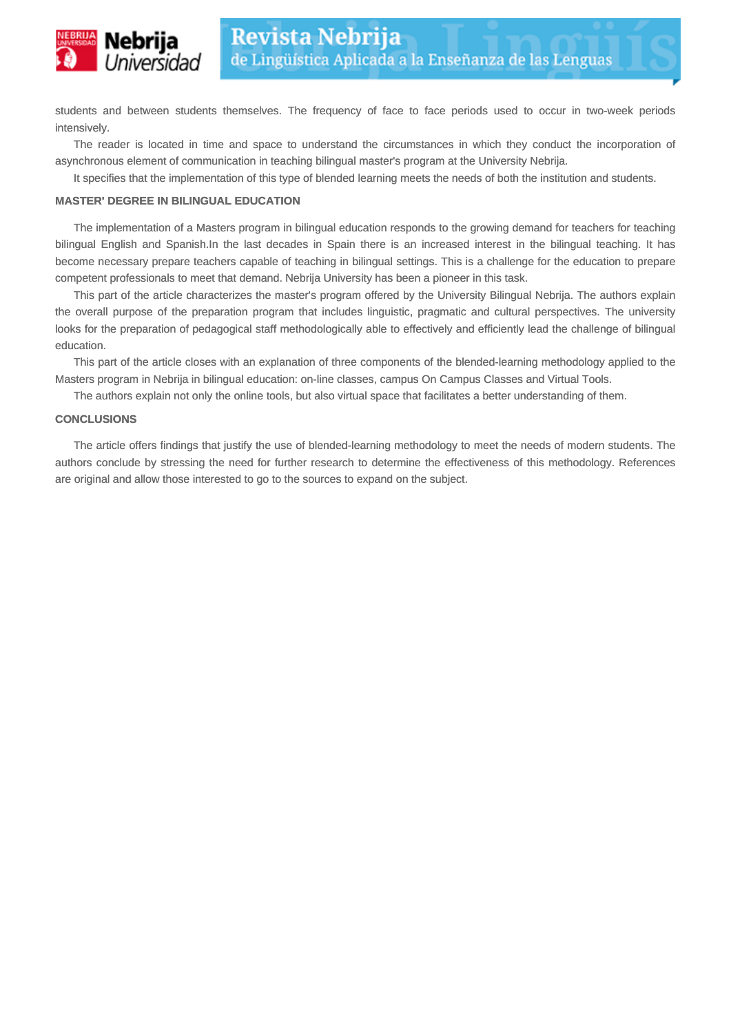students and between students themselves. The frequency of face to face periods used to occur in two-week periods intensively.

The reader is located in time and space to understand the circumstances in which they conduct the incorporation of asynchronous element of communication in teaching bilingual master's program at the University Nebrija.

It specifies that the implementation of this type of blended learning meets the needs of both the institution and students.

## MASTER' DEGREE IN BILINGUAL EDUCATION

The implementation of a Masters program in bilingual education responds to the growing demand for teachers for teaching bilingual English and Spanish.In the last decades in Spain there is an increased interest in the bilingual teaching. It has become necessary prepare teachers capable of teaching in bilingual settings. This is a challenge for the education to prepare competent professionals to meet that demand. Nebrija University has been a pioneer in this task.

This part of the article characterizes the master's program offered by the University Bilingual Nebrija. The authors explain the overall purpose of the preparation program that includes linguistic, pragmatic and cultural perspectives. The university looks for the preparation of pedagogical staff methodologically able to effectively and efficiently lead the challenge of bilingual education.

This part of the article closes with an explanation of three components of the blended-learning methodology applied to the Masters program in Nebrija in bilingual education: on-line classes, campus On Campus Classes and Virtual Tools.

The authors explain not only the online tools, but also virtual space that facilitates a better understanding of them.

## CONCLUSIONS

The article offers findings that justify the use of blended-learning methodology to meet the needs of modern students. The authors conclude by stressing the need for further research to determine the effectiveness of this methodology. References are original and allow those interested to go to the sources to expand on the subject.